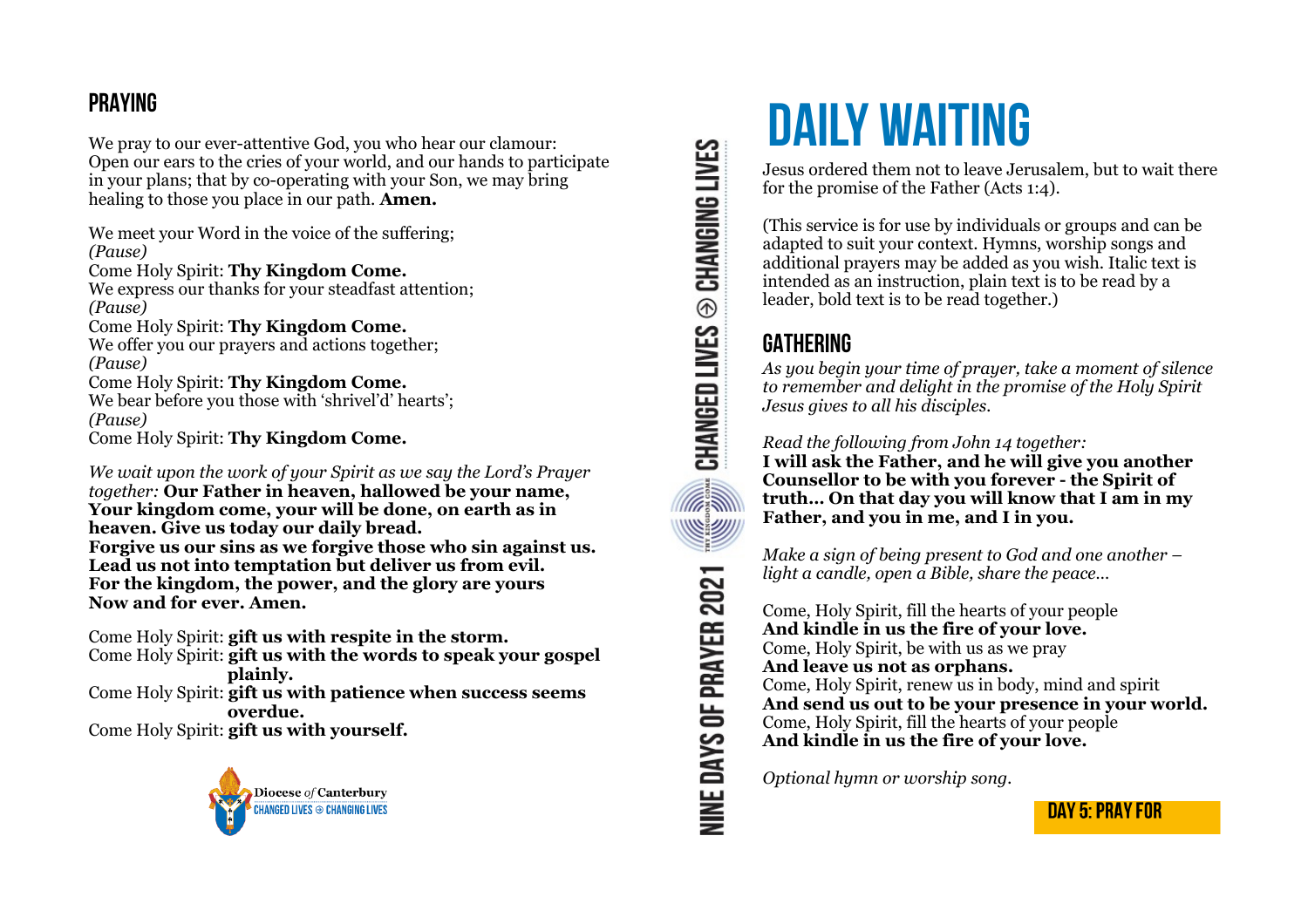## PRAYING

We pray to our ever-attentive God, you who hear our clamour: Open our ears to the cries of your world, and our hands to participate in your plans; that by co-operating with your Son, we may bring healing to those you place in our path. **Amen.**

We meet your Word in the voice of the suffering;
*(Pause)*
Come Holy Spirit: **Thy Kingdom Come.**
We express our thanks for your steadfast attention;
*(Pause)*
Come Holy Spirit: **Thy Kingdom Come.**
We offer you our prayers and actions together;
*(Pause)*
Come Holy Spirit: **Thy Kingdom Come.**
We bear before you those with 'shrivel'd' hearts';
*(Pause)*
Come Holy Spirit: **Thy Kingdom Come.**

*We wait upon the work of your Spirit as we say the Lord's Prayer together:* **Our Father in heaven, hallowed be your name, Your kingdom come, your will be done, on earth as in heaven. Give us today our daily bread.
Forgive us our sins as we forgive those who sin against us.
Lead us not into temptation but deliver us from evil.
For the kingdom, the power, and the glory are yours
Now and for ever. Amen.**

Come Holy Spirit: **gift us with respite in the storm.**
Come Holy Spirit: **gift us with the words to speak your gospel plainly.**
Come Holy Spirit: **gift us with patience when success seems overdue.**
Come Holy Spirit: **gift us with yourself.**

Diocese *of* Canterbury
CHANGED LIVES ⊕ CHANGING LIVES

NINE DAYS OF PRAYER 2021 — CHANGED LIVES ⊕ CHANGING LIVES

# DAILY WAITING

Jesus ordered them not to leave Jerusalem, but to wait there for the promise of the Father (Acts 1:4).

(This service is for use by individuals or groups and can be adapted to suit your context. Hymns, worship songs and additional prayers may be added as you wish. Italic text is intended as an instruction, plain text is to be read by a leader, bold text is to be read together.)

## GATHERING

*As you begin your time of prayer, take a moment of silence to remember and delight in the promise of the Holy Spirit Jesus gives to all his disciples.*

*Read the following from John 14 together:*
**I will ask the Father, and he will give you another Counsellor to be with you forever - the Spirit of truth… On that day you will know that I am in my Father, and you in me, and I in you.**

*Make a sign of being present to God and one another – light a candle, open a Bible, share the peace…*

Come, Holy Spirit, fill the hearts of your people
**And kindle in us the fire of your love.**
Come, Holy Spirit, be with us as we pray
**And leave us not as orphans.**
Come, Holy Spirit, renew us in body, mind and spirit
**And send us out to be your presence in your world.**
Come, Holy Spirit, fill the hearts of your people
**And kindle in us the fire of your love.**

*Optional hymn or worship song.*

**DAY 5: PRAY FOR**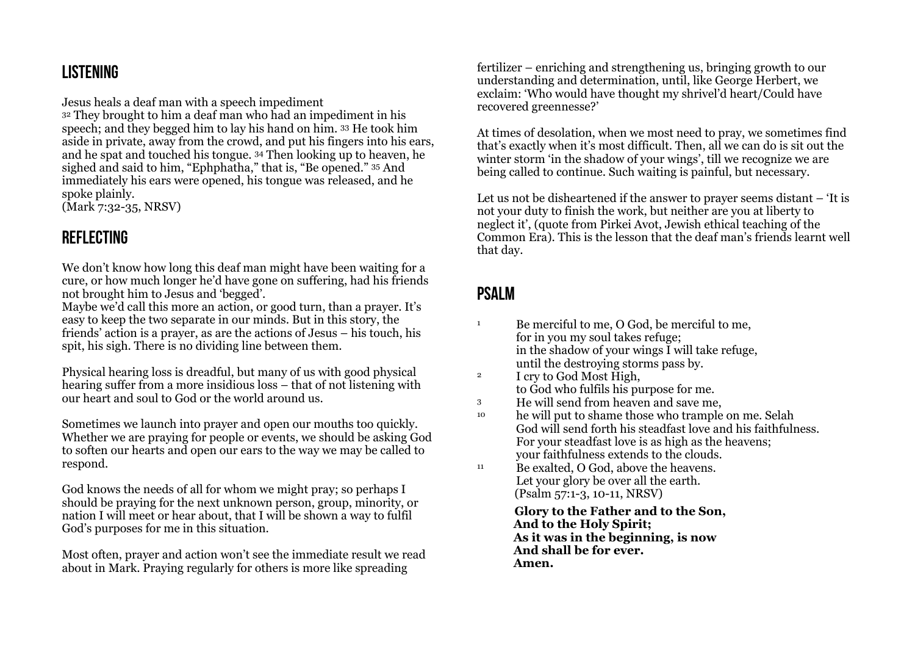## LISTENING

Jesus heals a deaf man with a speech impediment

[32] They brought to him a deaf man who had an impediment in his speech; and they begged him to lay his hand on him. [33] He took him aside in private, away from the crowd, and put his fingers into his ears, and he spat and touched his tongue. [34] Then looking up to heaven, he sighed and said to him, "Ephphatha," that is, "Be opened." [35] And immediately his ears were opened, his tongue was released, and he spoke plainly.
(Mark 7:32-35, NRSV)

## REFLECTING

We don't know how long this deaf man might have been waiting for a cure, or how much longer he'd have gone on suffering, had his friends not brought him to Jesus and 'begged'.

Maybe we'd call this more an action, or good turn, than a prayer. It's easy to keep the two separate in our minds. But in this story, the friends' action is a prayer, as are the actions of Jesus – his touch, his spit, his sigh. There is no dividing line between them.

Physical hearing loss is dreadful, but many of us with good physical hearing suffer from a more insidious loss – that of not listening with our heart and soul to God or the world around us.

Sometimes we launch into prayer and open our mouths too quickly. Whether we are praying for people or events, we should be asking God to soften our hearts and open our ears to the way we may be called to respond.

God knows the needs of all for whom we might pray; so perhaps I should be praying for the next unknown person, group, minority, or nation I will meet or hear about, that I will be shown a way to fulfil God's purposes for me in this situation.

Most often, prayer and action won't see the immediate result we read about in Mark. Praying regularly for others is more like spreading fertilizer – enriching and strengthening us, bringing growth to our understanding and determination, until, like George Herbert, we exclaim: 'Who would have thought my shrivel'd heart/Could have recovered greennesse?'

At times of desolation, when we most need to pray, we sometimes find that's exactly when it's most difficult. Then, all we can do is sit out the winter storm 'in the shadow of your wings', till we recognize we are being called to continue. Such waiting is painful, but necessary.

Let us not be disheartened if the answer to prayer seems distant – 'It is not your duty to finish the work, but neither are you at liberty to neglect it', (quote from Pirkei Avot, Jewish ethical teaching of the Common Era). This is the lesson that the deaf man's friends learnt well that day.

## PSALM

[1] Be merciful to me, O God, be merciful to me,
for in you my soul takes refuge;
in the shadow of your wings I will take refuge,
until the destroying storms pass by.

[2] I cry to God Most High,
to God who fulfils his purpose for me.

[3] He will send from heaven and save me,

[10] he will put to shame those who trample on me. Selah
God will send forth his steadfast love and his faithfulness.
For your steadfast love is as high as the heavens;
your faithfulness extends to the clouds.

[11] Be exalted, O God, above the heavens.
Let your glory be over all the earth.
(Psalm 57:1-3, 10-11, NRSV)

**Glory to the Father and to the Son,**
**And to the Holy Spirit;**
**As it was in the beginning, is now**
**And shall be for ever.**
**Amen.**